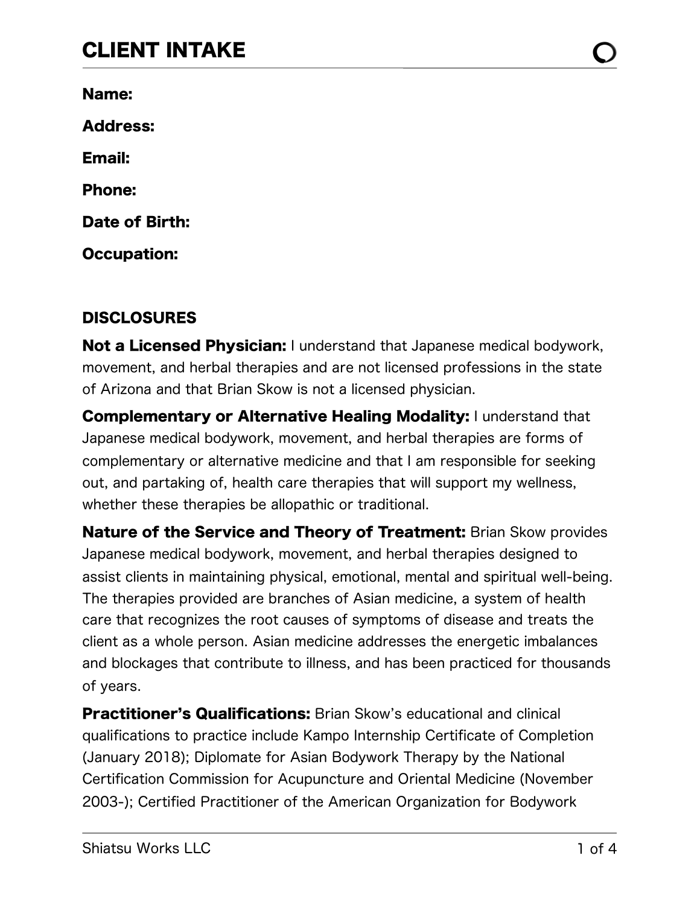# CLIENT INTAKE

**Name:**

**Address:**

**Email:**

**Phone:**

**Date of Birth:**

**Occupation:**

## DISCLOSURES

**Not a Licensed Physician:** I understand that Japanese medical bodywork, movement, and herbal therapies and are not licensed professions in the state of Arizona and that Brian Skow is not a licensed physician.

**Complementary or Alternative Healing Modality:** I understand that Japanese medical bodywork, movement, and herbal therapies are forms of complementary or alternative medicine and that I am responsible for seeking out, and partaking of, health care therapies that will support my wellness, whether these therapies be allopathic or traditional.

**Nature of the Service and Theory of Treatment:** Brian Skow provides Japanese medical bodywork, movement, and herbal therapies designed to assist clients in maintaining physical, emotional, mental and spiritual well-being. The therapies provided are branches of Asian medicine, a system of health care that recognizes the root causes of symptoms of disease and treats the client as a whole person. Asian medicine addresses the energetic imbalances and blockages that contribute to illness, and has been practiced for thousands of years.

**Practitioner's Qualifications:** Brian Skow's educational and clinical qualifications to practice include Kampo Internship Certificate of Completion (January 2018); Diplomate for Asian Bodywork Therapy by the National Certification Commission for Acupuncture and Oriental Medicine (November 2003-); Certified Practitioner of the American Organization for Bodywork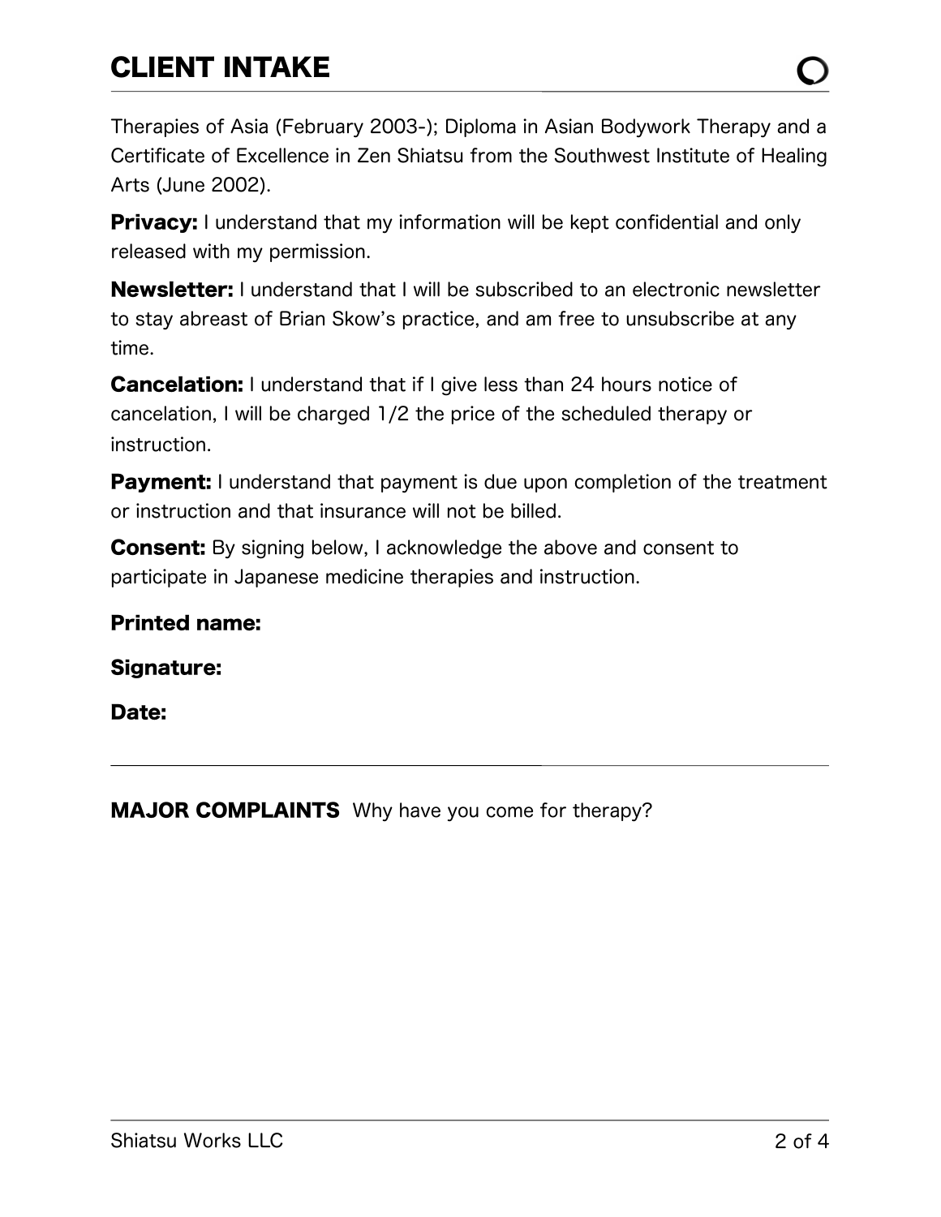# CLIENT INTAKE

Therapies of Asia (February 2003-); Diploma in Asian Bodywork Therapy and a Certificate of Excellence in Zen Shiatsu from the Southwest Institute of Healing Arts (June 2002).

**Privacy:** I understand that my information will be kept confidential and only released with my permission.

**Newsletter:** I understand that I will be subscribed to an electronic newsletter to stay abreast of Brian Skow's practice, and am free to unsubscribe at any time.

**Cancelation:** I understand that if I give less than 24 hours notice of cancelation, I will be charged 1/2 the price of the scheduled therapy or instruction.

**Payment:** I understand that payment is due upon completion of the treatment or instruction and that insurance will not be billed.

**Consent:** By signing below, I acknowledge the above and consent to participate in Japanese medicine therapies and instruction.

**Printed name:**

**Signature:**

**Date:**

---

**MAJOR COMPLAINTS** Why have you come for therapy?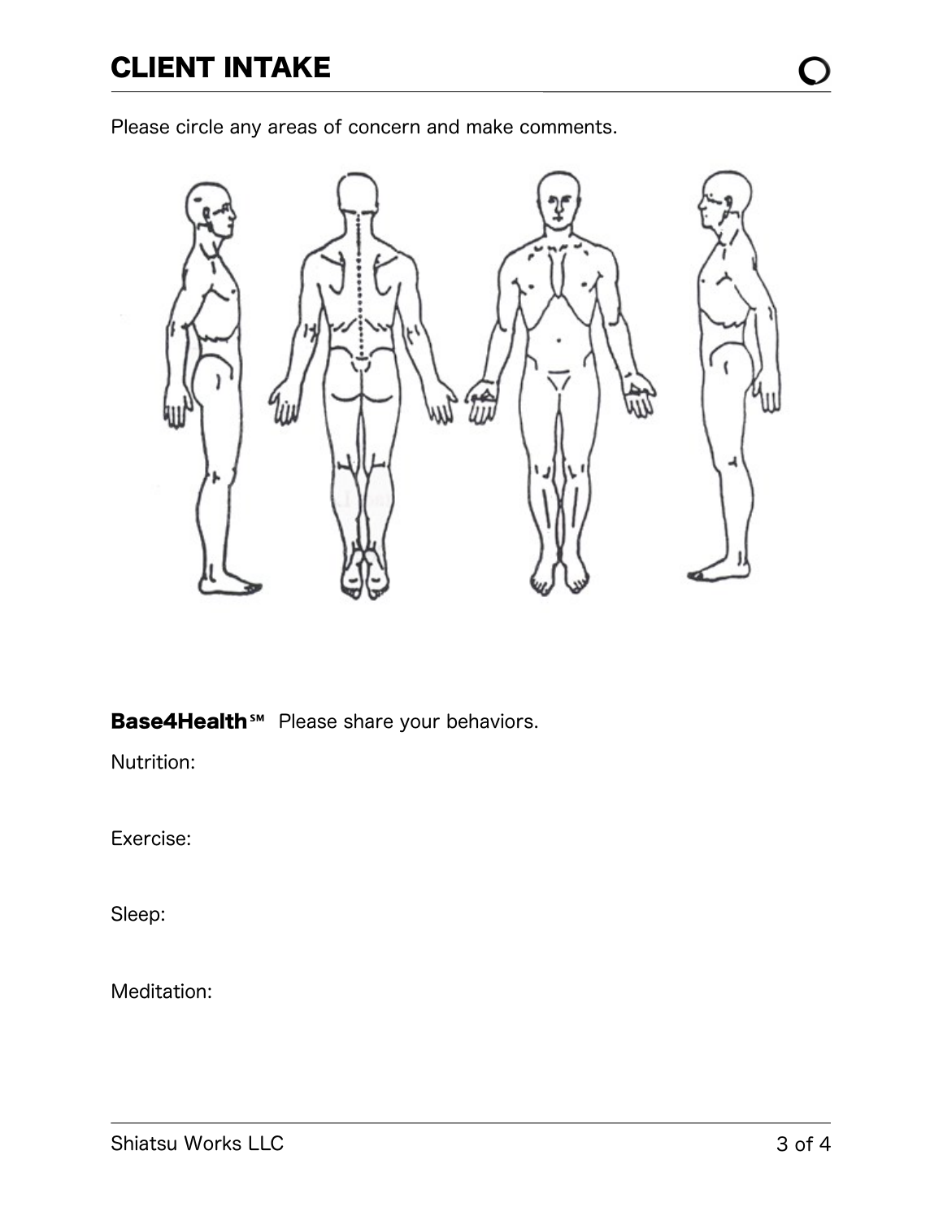# CLIENT INTAKE

Please circle any areas of concern and make comments.

**Base4Health℠** Please share your behaviors.

Nutrition:

Exercise:

Sleep:

Meditation: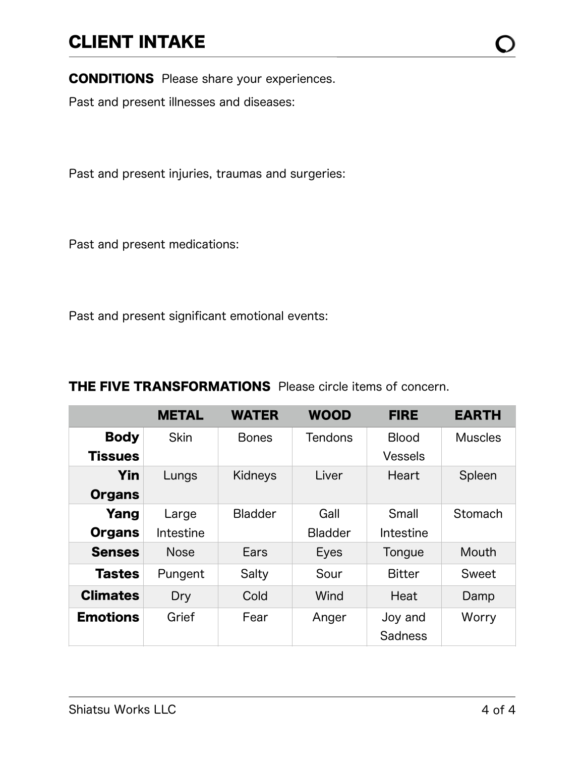# CLIENT INTAKE

**CONDITIONS** Please share your experiences.

Past and present illnesses and diseases:

Past and present injuries, traumas and surgeries:

Past and present medications:

Past and present significant emotional events:

**THE FIVE TRANSFORMATIONS** Please circle items of concern.

| | METAL | WATER | WOOD | FIRE | EARTH |
|---|---|---|---|---|---|
| **Body Tissues** | Skin | Bones | Tendons | Blood Vessels | Muscles |
| **Yin Organs** | Lungs | Kidneys | Liver | Heart | Spleen |
| **Yang Organs** | Large Intestine | Bladder | Gall Bladder | Small Intestine | Stomach |
| **Senses** | Nose | Ears | Eyes | Tongue | Mouth |
| **Tastes** | Pungent | Salty | Sour | Bitter | Sweet |
| **Climates** | Dry | Cold | Wind | Heat | Damp |
| **Emotions** | Grief | Fear | Anger | Joy and Sadness | Worry |

Shiatsu Works LLC